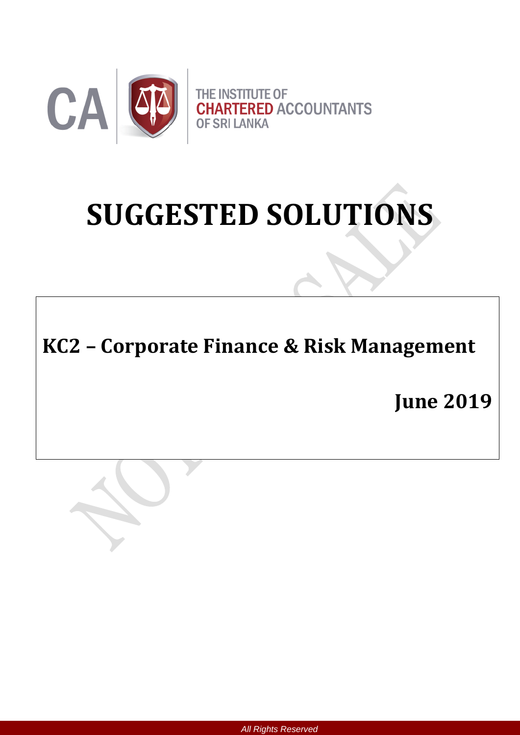THE INSTITUTE OF CHARTERED ACCOUNTANTS OF SRI LANKA

# SUGGESTED SOLUTIONS

## KC2 – Corporate Finance & Risk Management

**June 2019**

*All Rights Reserved*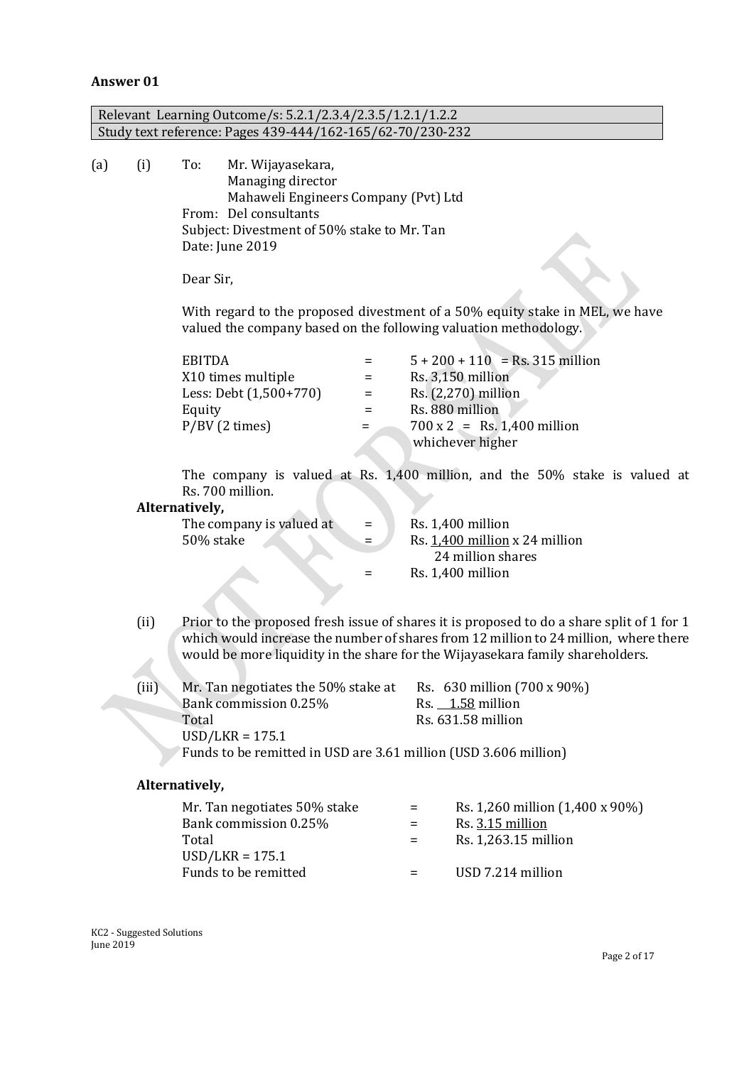**Answer 01**

| Relevant Learning Outcome/s: 5.2.1/2.3.4/2.3.5/1.2.1/1.2.2 |
|---|
| Study text reference: Pages 439-444/162-165/62-70/230-232 |

(a) (i) To: Mr. Wijayasekara,
Managing director
Mahaweli Engineers Company (Pvt) Ltd

From: Del consultants

Subject: Divestment of 50% stake to Mr. Tan

Date: June 2019

Dear Sir,

With regard to the proposed divestment of a 50% equity stake in MEL, we have valued the company based on the following valuation methodology.

| | | |
|---|---|---|
| EBITDA | = | 5 + 200 + 110 = Rs. 315 million |
| X10 times multiple | = | Rs. 3,150 million |
| Less: Debt (1,500+770) | = | Rs. (2,270) million |
| Equity | = | Rs. 880 million |
| P/BV (2 times) | = | 700 x 2 = Rs. 1,400 million whichever higher |

The company is valued at Rs. 1,400 million, and the 50% stake is valued at Rs. 700 million.

**Alternatively,**

| | | |
|---|---|---|
| The company is valued at | = | Rs. 1,400 million |
| 50% stake | = | Rs. $\frac{1{,}400 \text{ million}}{24 \text{ million shares}}$ x 24 million |
| | = | Rs. 1,400 million |

(ii) Prior to the proposed fresh issue of shares it is proposed to do a share split of 1 for 1 which would increase the number of shares from 12 million to 24 million, where there would be more liquidity in the share for the Wijayasekara family shareholders.

(iii)

| | |
|---|---|
| Mr. Tan negotiates the 50% stake at | Rs. 630 million (700 x 90%) |
| Bank commission 0.25% | Rs. 1.58 million |
| Total | Rs. 631.58 million |
| USD/LKR = 175.1 | |

Funds to be remitted in USD are 3.61 million (USD 3.606 million)

**Alternatively,**

| | | |
|---|---|---|
| Mr. Tan negotiates 50% stake | = | Rs. 1,260 million (1,400 x 90%) |
| Bank commission 0.25% | = | Rs. 3.15 million |
| Total | = | Rs. 1,263.15 million |
| USD/LKR = 175.1 | | |
| Funds to be remitted | = | USD 7.214 million |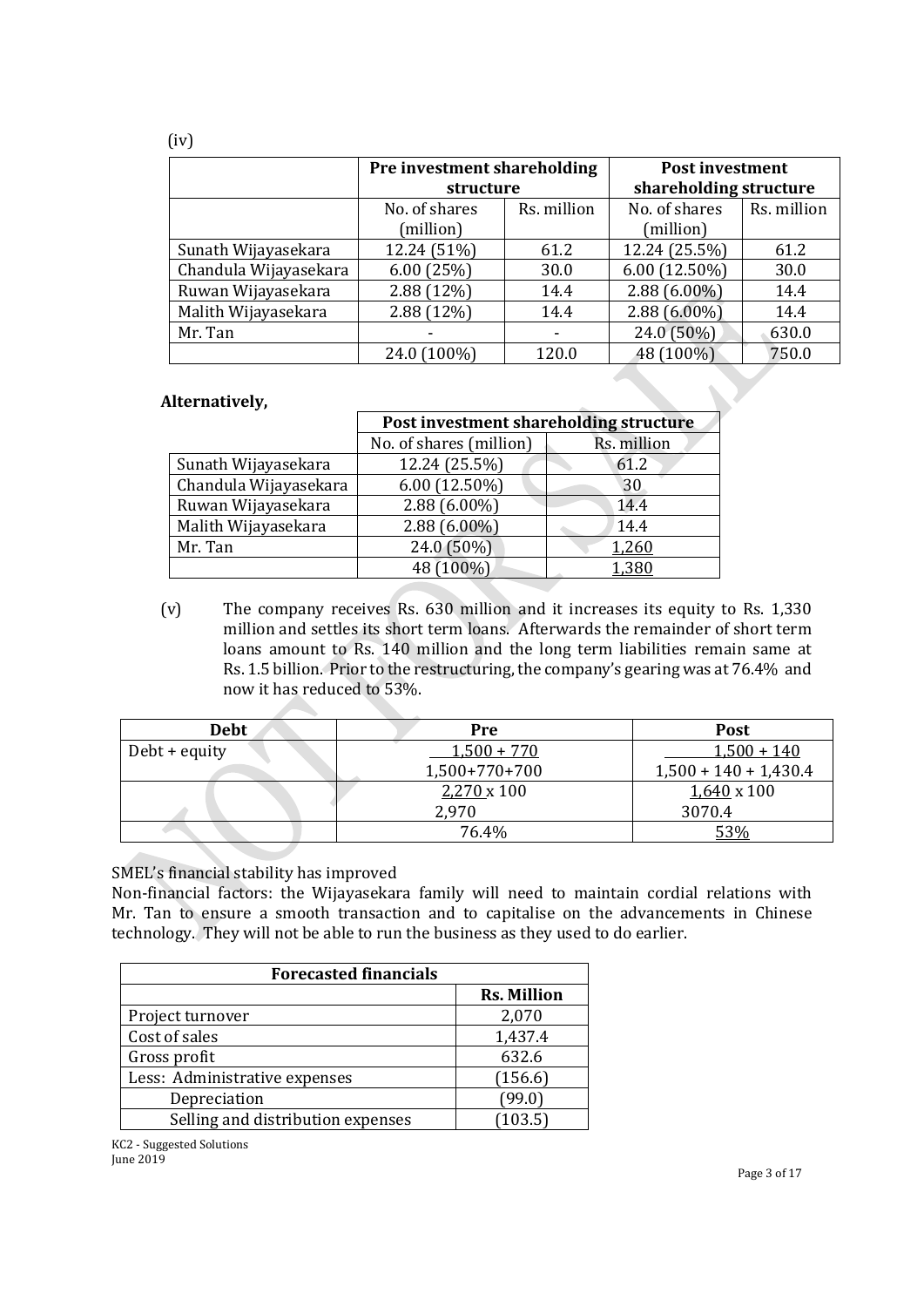(iv)

| | Pre investment shareholding structure | | Post investment shareholding structure | |
|---|---|---|---|---|
| | No. of shares (million) | Rs. million | No. of shares (million) | Rs. million |
| Sunath Wijayasekara | 12.24 (51%) | 61.2 | 12.24 (25.5%) | 61.2 |
| Chandula Wijayasekara | 6.00 (25%) | 30.0 | 6.00 (12.50%) | 30.0 |
| Ruwan Wijayasekara | 2.88 (12%) | 14.4 | 2.88 (6.00%) | 14.4 |
| Malith Wijayasekara | 2.88 (12%) | 14.4 | 2.88 (6.00%) | 14.4 |
| Mr. Tan | - | - | 24.0 (50%) | 630.0 |
| | 24.0 (100%) | 120.0 | 48 (100%) | 750.0 |

**Alternatively,**

| | Post investment shareholding structure | |
|---|---|---|
| | No. of shares (million) | Rs. million |
| Sunath Wijayasekara | 12.24 (25.5%) | 61.2 |
| Chandula Wijayasekara | 6.00 (12.50%) | 30 |
| Ruwan Wijayasekara | 2.88 (6.00%) | 14.4 |
| Malith Wijayasekara | 2.88 (6.00%) | 14.4 |
| Mr. Tan | 24.0 (50%) | 1,260 |
| | 48 (100%) | 1,380 |

(v) The company receives Rs. 630 million and it increases its equity to Rs. 1,330 million and settles its short term loans. Afterwards the remainder of short term loans amount to Rs. 140 million and the long term liabilities remain same at Rs. 1.5 billion. Prior to the restructuring, the company's gearing was at 76.4% and now it has reduced to 53%.

| Debt | Pre | Post |
|---|---|---|
| Debt + equity | 1,500 + 770 / 1,500+770+700 | 1,500 + 140 / 1,500 + 140 + 1,430.4 |
| | 2,270 x 100 / 2,970 | 1,640 x 100 / 3070.4 |
| | 76.4% | 53% |

SMEL's financial stability has improved

Non-financial factors: the Wijayasekara family will need to maintain cordial relations with Mr. Tan to ensure a smooth transaction and to capitalise on the advancements in Chinese technology. They will not be able to run the business as they used to do earlier.

| Forecasted financials | |
|---|---|
| | Rs. Million |
| Project turnover | 2,070 |
| Cost of sales | 1,437.4 |
| Gross profit | 632.6 |
| Less: Administrative expenses | (156.6) |
| Depreciation | (99.0) |
| Selling and distribution expenses | (103.5) |

KC2 - Suggested Solutions
June 2019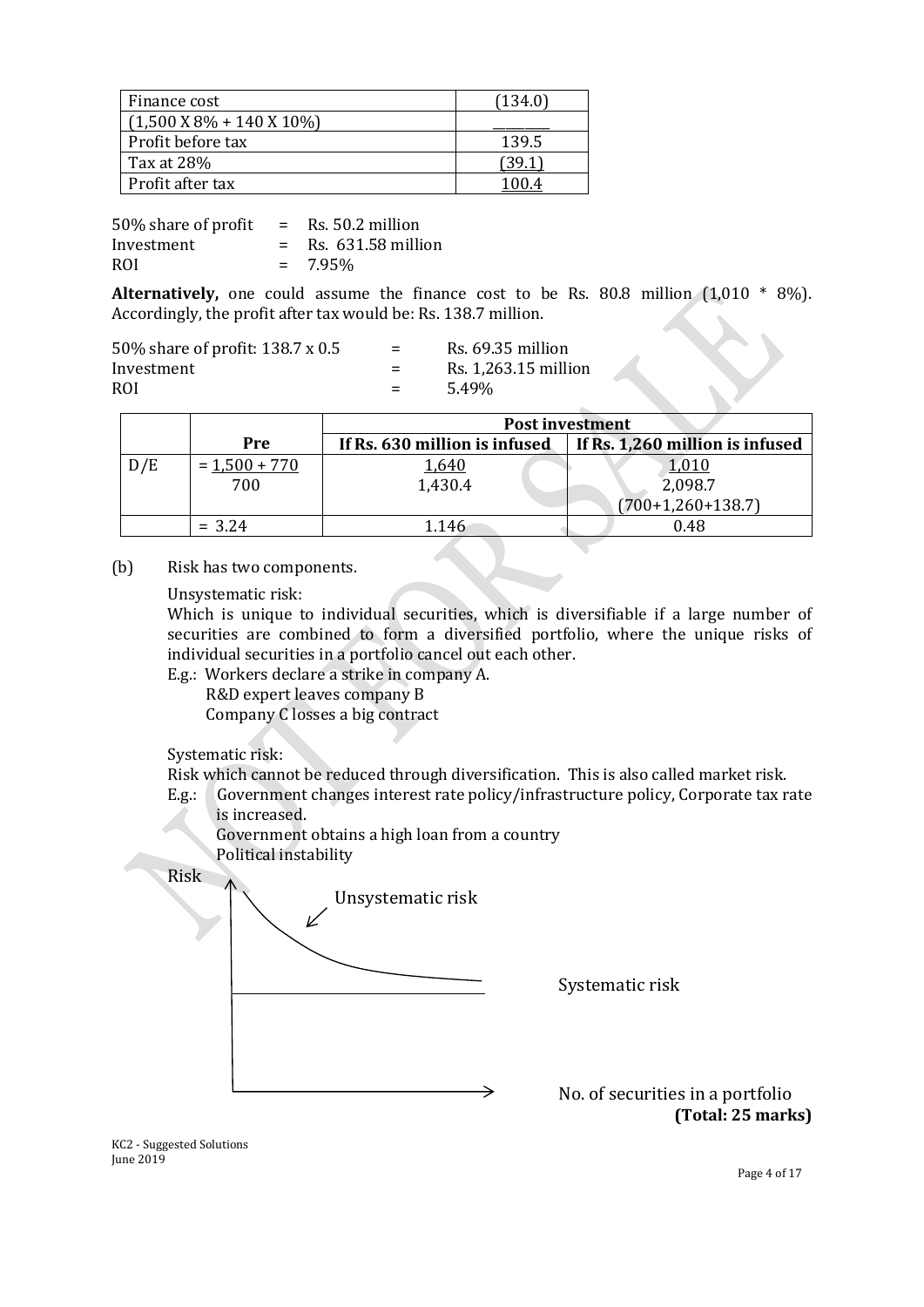| Finance cost | (134.0) |
|---|---|
| (1,500 X 8% + 140 X 10%) | _______ |
| Profit before tax | 139.5 |
| Tax at 28% | (39.1) |
| Profit after tax | 100.4 |

50% share of profit = Rs. 50.2 million
Investment = Rs. 631.58 million
ROI = 7.95%

**Alternatively,** one could assume the finance cost to be Rs. 80.8 million (1,010 * 8%). Accordingly, the profit after tax would be: Rs. 138.7 million.

50% share of profit: 138.7 x 0.5 = Rs. 69.35 million
Investment = Rs. 1,263.15 million
ROI = 5.49%

| | | **Post investment** | |
|---|---|---|---|
| | **Pre** | **If Rs. 630 million is infused** | **If Rs. 1,260 million is infused** |
| D/E | = 1,500 + 770 / 700 | 1,640 / 1,430.4 | 1,010 / 2,098.7 (700+1,260+138.7) |
| | = 3.24 | 1.146 | 0.48 |

(b) Risk has two components.

Unsystematic risk:
Which is unique to individual securities, which is diversifiable if a large number of securities are combined to form a diversified portfolio, where the unique risks of individual securities in a portfolio cancel out each other.

E.g.: Workers declare a strike in company A.
R&D expert leaves company B
Company C losses a big contract

Systematic risk:
Risk which cannot be reduced through diversification. This is also called market risk.

E.g.: Government changes interest rate policy/infrastructure policy, Corporate tax rate is increased.
Government obtains a high loan from a country
Political instability

Risk

Unsystematic risk

Systematic risk

No. of securities in a portfolio

**(Total: 25 marks)**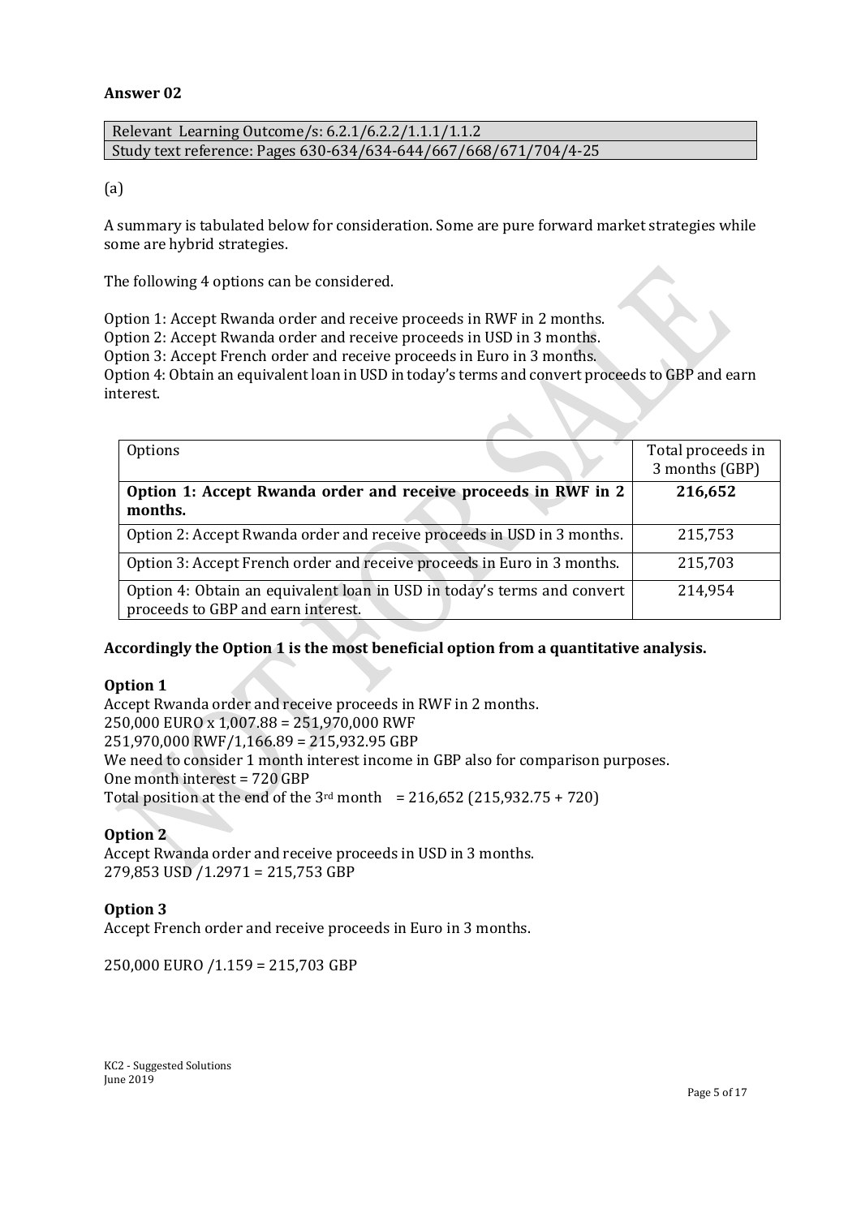**Answer 02**

| Relevant Learning Outcome/s: 6.2.1/6.2.2/1.1.1/1.1.2 |
|---|
| Study text reference: Pages 630-634/634-644/667/668/671/704/4-25 |

(a)

A summary is tabulated below for consideration. Some are pure forward market strategies while some are hybrid strategies.

The following 4 options can be considered.

Option 1: Accept Rwanda order and receive proceeds in RWF in 2 months.
Option 2: Accept Rwanda order and receive proceeds in USD in 3 months.
Option 3: Accept French order and receive proceeds in Euro in 3 months.
Option 4: Obtain an equivalent loan in USD in today's terms and convert proceeds to GBP and earn interest.

| Options | Total proceeds in 3 months (GBP) |
|---|---|
| **Option 1: Accept Rwanda order and receive proceeds in RWF in 2 months.** | **216,652** |
| Option 2: Accept Rwanda order and receive proceeds in USD in 3 months. | 215,753 |
| Option 3: Accept French order and receive proceeds in Euro in 3 months. | 215,703 |
| Option 4: Obtain an equivalent loan in USD in today's terms and convert proceeds to GBP and earn interest. | 214,954 |

**Accordingly the Option 1 is the most beneficial option from a quantitative analysis.**

**Option 1**
Accept Rwanda order and receive proceeds in RWF in 2 months.
250,000 EURO x 1,007.88 = 251,970,000 RWF
251,970,000 RWF/1,166.89 = 215,932.95 GBP
We need to consider 1 month interest income in GBP also for comparison purposes.
One month interest = 720 GBP
Total position at the end of the 3rd month = 216,652 (215,932.75 + 720)

**Option 2**
Accept Rwanda order and receive proceeds in USD in 3 months.
279,853 USD /1.2971 = 215,753 GBP

**Option 3**
Accept French order and receive proceeds in Euro in 3 months.

250,000 EURO /1.159 = 215,703 GBP

KC2 - Suggested Solutions
June 2019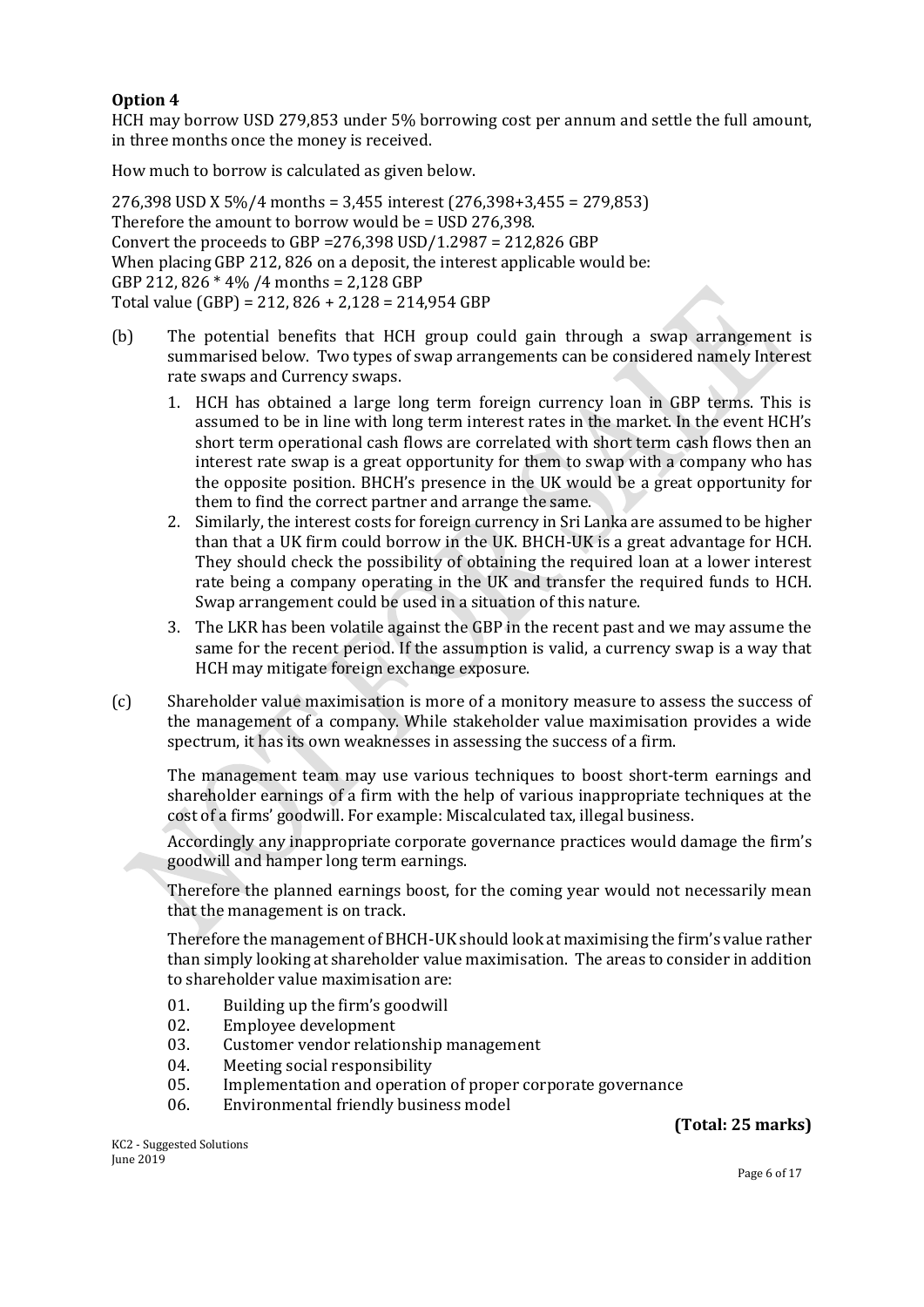**Option 4**

HCH may borrow USD 279,853 under 5% borrowing cost per annum and settle the full amount, in three months once the money is received.

How much to borrow is calculated as given below.

276,398 USD X 5%/4 months = 3,455 interest (276,398+3,455 = 279,853)
Therefore the amount to borrow would be = USD 276,398.
Convert the proceeds to GBP =276,398 USD/1.2987 = 212,826 GBP
When placing GBP 212, 826 on a deposit, the interest applicable would be:
GBP 212, 826 * 4% /4 months = 2,128 GBP
Total value (GBP) = 212, 826 + 2,128 = 214,954 GBP

(b) The potential benefits that HCH group could gain through a swap arrangement is summarised below. Two types of swap arrangements can be considered namely Interest rate swaps and Currency swaps.

1. HCH has obtained a large long term foreign currency loan in GBP terms. This is assumed to be in line with long term interest rates in the market. In the event HCH's short term operational cash flows are correlated with short term cash flows then an interest rate swap is a great opportunity for them to swap with a company who has the opposite position. BHCH's presence in the UK would be a great opportunity for them to find the correct partner and arrange the same.
2. Similarly, the interest costs for foreign currency in Sri Lanka are assumed to be higher than that a UK firm could borrow in the UK. BHCH-UK is a great advantage for HCH. They should check the possibility of obtaining the required loan at a lower interest rate being a company operating in the UK and transfer the required funds to HCH. Swap arrangement could be used in a situation of this nature.
3. The LKR has been volatile against the GBP in the recent past and we may assume the same for the recent period. If the assumption is valid, a currency swap is a way that HCH may mitigate foreign exchange exposure.

(c) Shareholder value maximisation is more of a monitory measure to assess the success of the management of a company. While stakeholder value maximisation provides a wide spectrum, it has its own weaknesses in assessing the success of a firm.

The management team may use various techniques to boost short-term earnings and shareholder earnings of a firm with the help of various inappropriate techniques at the cost of a firms' goodwill. For example: Miscalculated tax, illegal business.

Accordingly any inappropriate corporate governance practices would damage the firm's goodwill and hamper long term earnings.

Therefore the planned earnings boost, for the coming year would not necessarily mean that the management is on track.

Therefore the management of BHCH-UK should look at maximising the firm's value rather than simply looking at shareholder value maximisation. The areas to consider in addition to shareholder value maximisation are:

01. Building up the firm's goodwill
02. Employee development
03. Customer vendor relationship management
04. Meeting social responsibility
05. Implementation and operation of proper corporate governance
06. Environmental friendly business model

**(Total: 25 marks)**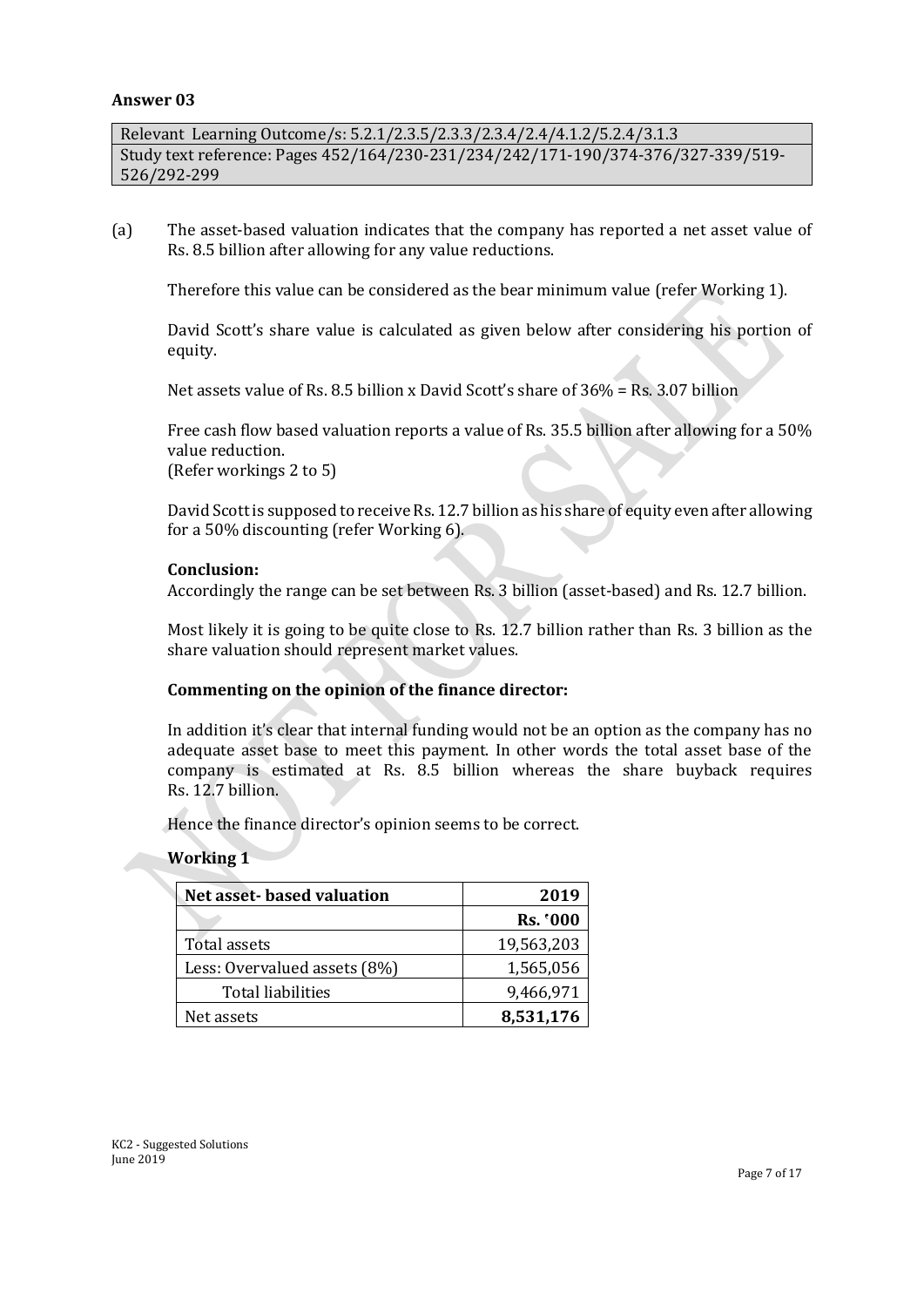## Answer 03

| Relevant Learning Outcome/s: 5.2.1/2.3.5/2.3.3/2.3.4/2.4/4.1.2/5.2.4/3.1.3 |
|---|
| Study text reference: Pages 452/164/230-231/234/242/171-190/374-376/327-339/519-526/292-299 |

(a) The asset-based valuation indicates that the company has reported a net asset value of Rs. 8.5 billion after allowing for any value reductions.

Therefore this value can be considered as the bear minimum value (refer Working 1).

David Scott's share value is calculated as given below after considering his portion of equity.

Net assets value of Rs. 8.5 billion x David Scott's share of 36% = Rs. 3.07 billion

Free cash flow based valuation reports a value of Rs. 35.5 billion after allowing for a 50% value reduction.
(Refer workings 2 to 5)

David Scott is supposed to receive Rs. 12.7 billion as his share of equity even after allowing for a 50% discounting (refer Working 6).

**Conclusion:**
Accordingly the range can be set between Rs. 3 billion (asset-based) and Rs. 12.7 billion.

Most likely it is going to be quite close to Rs. 12.7 billion rather than Rs. 3 billion as the share valuation should represent market values.

**Commenting on the opinion of the finance director:**

In addition it's clear that internal funding would not be an option as the company has no adequate asset base to meet this payment. In other words the total asset base of the company is estimated at Rs. 8.5 billion whereas the share buyback requires Rs. 12.7 billion.

Hence the finance director's opinion seems to be correct.

**Working 1**

| Net asset- based valuation | 2019 |
|---|---|
| | **Rs. '000** |
| Total assets | 19,563,203 |
| Less: Overvalued assets (8%) | 1,565,056 |
| Total liabilities | 9,466,971 |
| Net assets | **8,531,176** |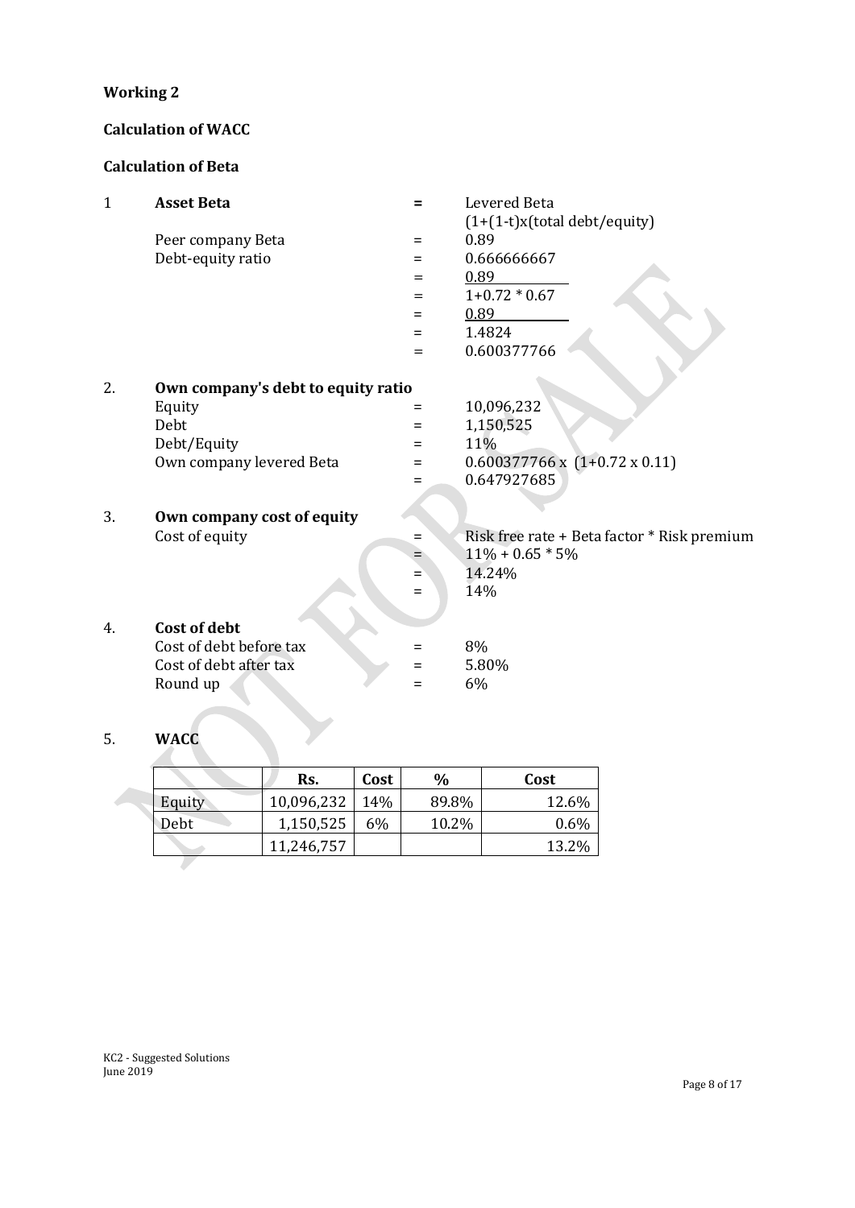**Working 2**

**Calculation of WACC**

**Calculation of Beta**

1 **Asset Beta** = Levered Beta / (1+(1-t)x(total debt/equity)

| | | |
|---|---|---|
| Peer company Beta | = | 0.89 |
| Debt-equity ratio | = | 0.666666667 |
| | = | 0.89 / 1+0.72 * 0.67 |
| | = | 0.89 / 1.4824 |
| | = | 0.600377766 |

2. **Own company's debt to equity ratio**

| | | |
|---|---|---|
| Equity | = | 10,096,232 |
| Debt | = | 1,150,525 |
| Debt/Equity | = | 11% |
| Own company levered Beta | = | 0.600377766 x (1+0.72 x 0.11) |
| | = | 0.647927685 |

3. **Own company cost of equity**

| | | |
|---|---|---|
| Cost of equity | = | Risk free rate + Beta factor * Risk premium |
| | = | 11% + 0.65 * 5% |
| | = | 14.24% |
| | = | 14% |

4. **Cost of debt**

| | | |
|---|---|---|
| Cost of debt before tax | = | 8% |
| Cost of debt after tax | = | 5.80% |
| Round up | = | 6% |

5. **WACC**

| | Rs. | Cost | % | Cost |
|---|---|---|---|---|
| Equity | 10,096,232 | 14% | 89.8% | 12.6% |
| Debt | 1,150,525 | 6% | 10.2% | 0.6% |
| | 11,246,757 | | | 13.2% |

KC2 - Suggested Solutions
June 2019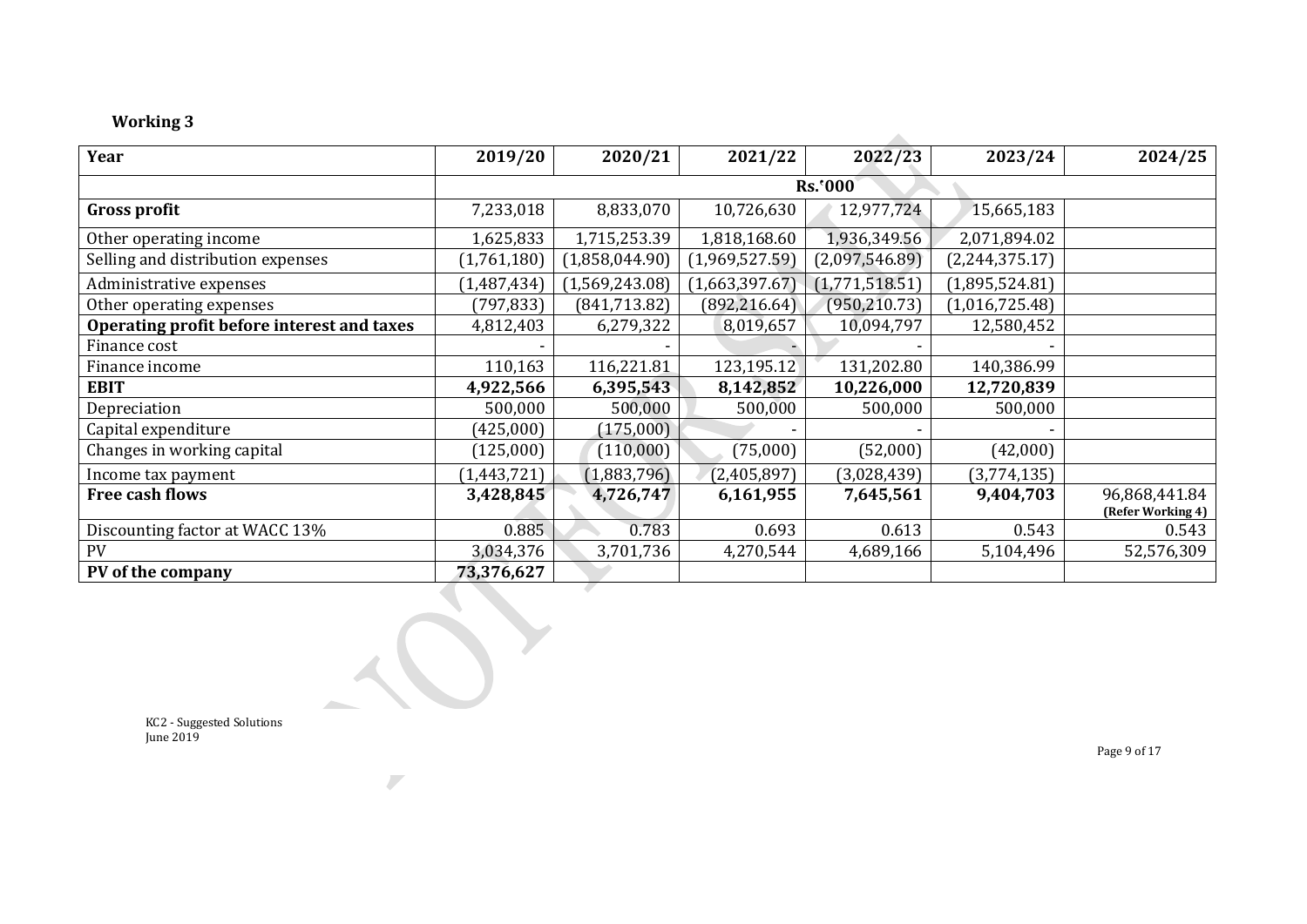**Working 3**

| Year | 2019/20 | 2020/21 | 2021/22 | 2022/23 | 2023/24 | 2024/25 |
|---|---|---|---|---|---|---|
| | | | | Rs.'000 | | |
| **Gross profit** | 7,233,018 | 8,833,070 | 10,726,630 | 12,977,724 | 15,665,183 | |
| Other operating income | 1,625,833 | 1,715,253.39 | 1,818,168.60 | 1,936,349.56 | 2,071,894.02 | |
| Selling and distribution expenses | (1,761,180) | (1,858,044.90) | (1,969,527.59) | (2,097,546.89) | (2,244,375.17) | |
| Administrative expenses | (1,487,434) | (1,569,243.08) | (1,663,397.67) | (1,771,518.51) | (1,895,524.81) | |
| Other operating expenses | (797,833) | (841,713.82) | (892,216.64) | (950,210.73) | (1,016,725.48) | |
| **Operating profit before interest and taxes** | 4,812,403 | 6,279,322 | 8,019,657 | 10,094,797 | 12,580,452 | |
| Finance cost | - | - | - | - | - | |
| Finance income | 110,163 | 116,221.81 | 123,195.12 | 131,202.80 | 140,386.99 | |
| **EBIT** | **4,922,566** | **6,395,543** | **8,142,852** | **10,226,000** | **12,720,839** | |
| Depreciation | 500,000 | 500,000 | 500,000 | 500,000 | 500,000 | |
| Capital expenditure | (425,000) | (175,000) | - | - | - | |
| Changes in working capital | (125,000) | (110,000) | (75,000) | (52,000) | (42,000) | |
| Income tax payment | (1,443,721) | (1,883,796) | (2,405,897) | (3,028,439) | (3,774,135) | |
| **Free cash flows** | **3,428,845** | **4,726,747** | **6,161,955** | **7,645,561** | **9,404,703** | 96,868,441.84 **(Refer Working 4)** |
| Discounting factor at WACC 13% | 0.885 | 0.783 | 0.693 | 0.613 | 0.543 | 0.543 |
| PV | 3,034,376 | 3,701,736 | 4,270,544 | 4,689,166 | 5,104,496 | 52,576,309 |
| **PV of the company** | **73,376,627** | | | | | |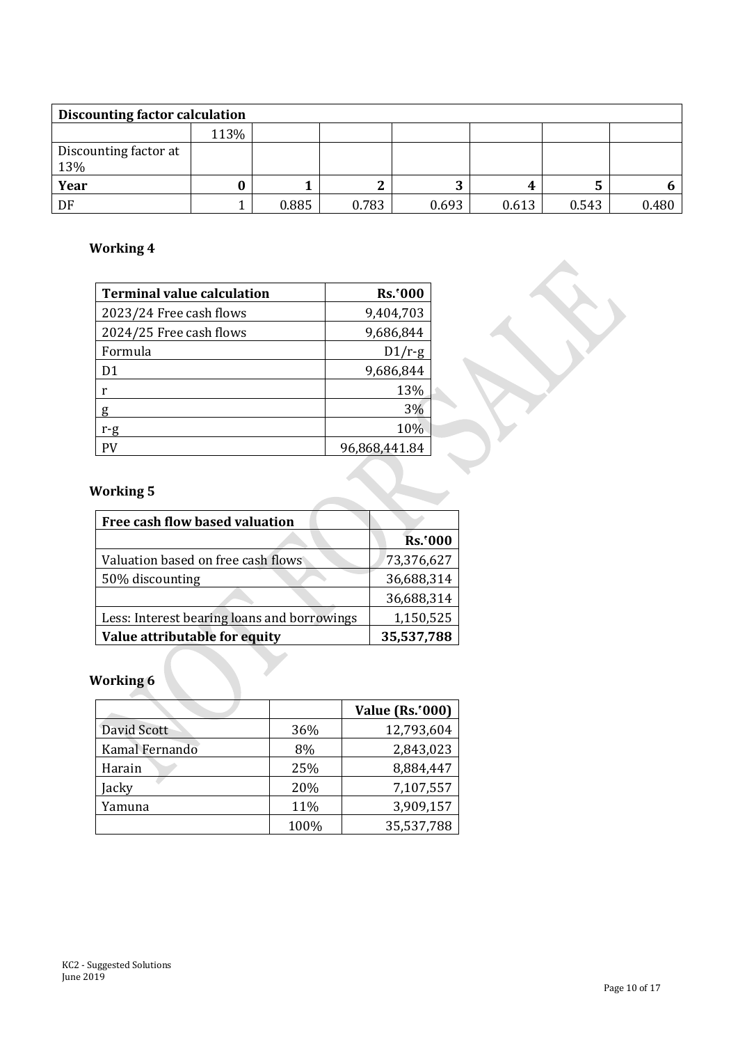| Discounting factor calculation | | | | | | | |
|---|---|---|---|---|---|---|---|
| | 113% | | | | | | |
| Discounting factor at 13% | | | | | | | |
| **Year** | **0** | **1** | **2** | **3** | **4** | **5** | **6** |
| DF | 1 | 0.885 | 0.783 | 0.693 | 0.613 | 0.543 | 0.480 |

### Working 4

| Terminal value calculation | Rs.'000 |
|---|---|
| 2023/24 Free cash flows | 9,404,703 |
| 2024/25 Free cash flows | 9,686,844 |
| Formula | D1/r-g |
| D1 | 9,686,844 |
| r | 13% |
| g | 3% |
| r-g | 10% |
| PV | 96,868,441.84 |

### Working 5

| Free cash flow based valuation | |
|---|---|
| | **Rs.'000** |
| Valuation based on free cash flows | 73,376,627 |
| 50% discounting | 36,688,314 |
| | 36,688,314 |
| Less: Interest bearing loans and borrowings | 1,150,525 |
| **Value attributable for equity** | **35,537,788** |

### Working 6

| | | Value (Rs.'000) |
|---|---|---|
| David Scott | 36% | 12,793,604 |
| Kamal Fernando | 8% | 2,843,023 |
| Harain | 25% | 8,884,447 |
| Jacky | 20% | 7,107,557 |
| Yamuna | 11% | 3,909,157 |
| | 100% | 35,537,788 |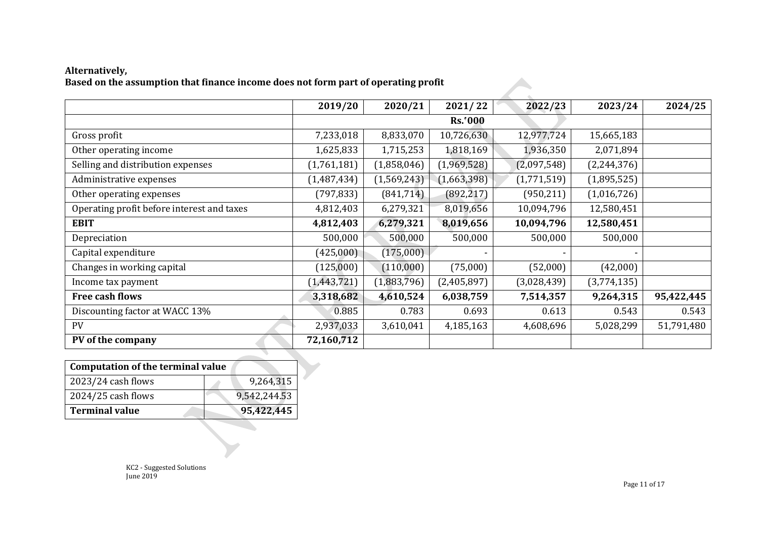**Alternatively,**
**Based on the assumption that finance income does not form part of operating profit**

| | 2019/20 | 2020/21 | 2021/ 22 | 2022/23 | 2023/24 | 2024/25 |
|---|---|---|---|---|---|---|
| | | | Rs.'000 | | | |
| Gross profit | 7,233,018 | 8,833,070 | 10,726,630 | 12,977,724 | 15,665,183 | |
| Other operating income | 1,625,833 | 1,715,253 | 1,818,169 | 1,936,350 | 2,071,894 | |
| Selling and distribution expenses | (1,761,181) | (1,858,046) | (1,969,528) | (2,097,548) | (2,244,376) | |
| Administrative expenses | (1,487,434) | (1,569,243) | (1,663,398) | (1,771,519) | (1,895,525) | |
| Other operating expenses | (797,833) | (841,714) | (892,217) | (950,211) | (1,016,726) | |
| Operating profit before interest and taxes | 4,812,403 | 6,279,321 | 8,019,656 | 10,094,796 | 12,580,451 | |
| **EBIT** | **4,812,403** | **6,279,321** | **8,019,656** | **10,094,796** | **12,580,451** | |
| Depreciation | 500,000 | 500,000 | 500,000 | 500,000 | 500,000 | |
| Capital expenditure | (425,000) | (175,000) | - | - | - | |
| Changes in working capital | (125,000) | (110,000) | (75,000) | (52,000) | (42,000) | |
| Income tax payment | (1,443,721) | (1,883,796) | (2,405,897) | (3,028,439) | (3,774,135) | |
| **Free cash flows** | **3,318,682** | **4,610,524** | **6,038,759** | **7,514,357** | **9,264,315** | **95,422,445** |
| Discounting factor at WACC 13% | 0.885 | 0.783 | 0.693 | 0.613 | 0.543 | 0.543 |
| PV | 2,937,033 | 3,610,041 | 4,185,163 | 4,608,696 | 5,028,299 | 51,791,480 |
| **PV of the company** | **72,160,712** | | | | | |

| **Computation of the terminal value** | |
|---|---|
| 2023/24 cash flows | 9,264,315 |
| 2024/25 cash flows | 9,542,244.53 |
| **Terminal value** | **95,422,445** |

KC2 - Suggested Solutions
June 2019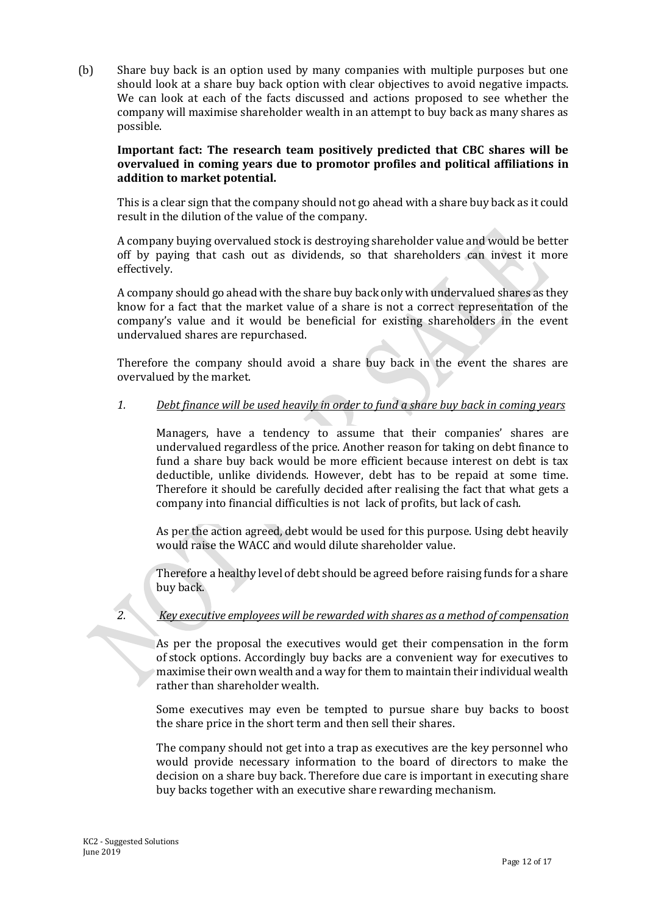(b) Share buy back is an option used by many companies with multiple purposes but one should look at a share buy back option with clear objectives to avoid negative impacts. We can look at each of the facts discussed and actions proposed to see whether the company will maximise shareholder wealth in an attempt to buy back as many shares as possible.

**Important fact: The research team positively predicted that CBC shares will be overvalued in coming years due to promotor profiles and political affiliations in addition to market potential.**

This is a clear sign that the company should not go ahead with a share buy back as it could result in the dilution of the value of the company.

A company buying overvalued stock is destroying shareholder value and would be better off by paying that cash out as dividends, so that shareholders can invest it more effectively.

A company should go ahead with the share buy back only with undervalued shares as they know for a fact that the market value of a share is not a correct representation of the company's value and it would be beneficial for existing shareholders in the event undervalued shares are repurchased.

Therefore the company should avoid a share buy back in the event the shares are overvalued by the market.

1. *Debt finance will be used heavily in order to fund a share buy back in coming years*

   Managers, have a tendency to assume that their companies' shares are undervalued regardless of the price. Another reason for taking on debt finance to fund a share buy back would be more efficient because interest on debt is tax deductible, unlike dividends. However, debt has to be repaid at some time. Therefore it should be carefully decided after realising the fact that what gets a company into financial difficulties is not lack of profits, but lack of cash.

   As per the action agreed, debt would be used for this purpose. Using debt heavily would raise the WACC and would dilute shareholder value.

   Therefore a healthy level of debt should be agreed before raising funds for a share buy back.

2. *Key executive employees will be rewarded with shares as a method of compensation*

   As per the proposal the executives would get their compensation in the form of stock options. Accordingly buy backs are a convenient way for executives to maximise their own wealth and a way for them to maintain their individual wealth rather than shareholder wealth.

   Some executives may even be tempted to pursue share buy backs to boost the share price in the short term and then sell their shares.

   The company should not get into a trap as executives are the key personnel who would provide necessary information to the board of directors to make the decision on a share buy back. Therefore due care is important in executing share buy backs together with an executive share rewarding mechanism.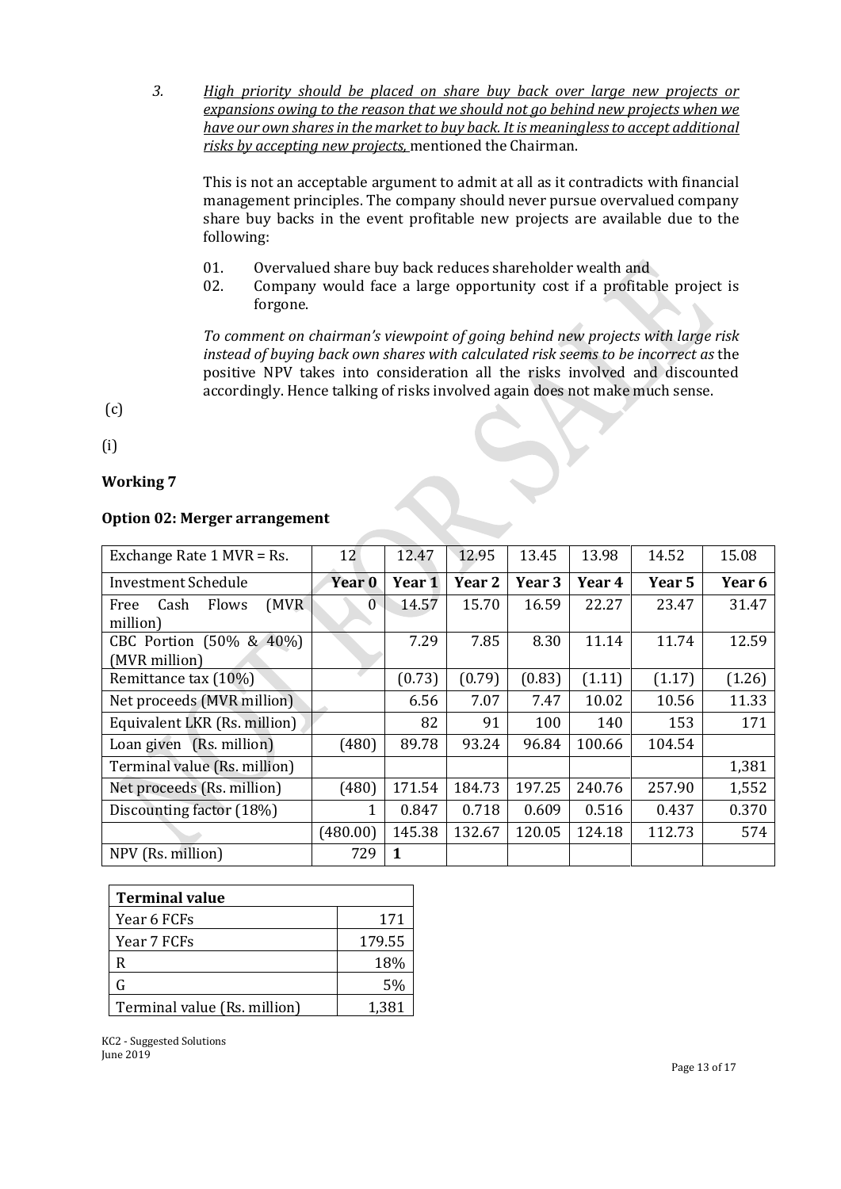3. *High priority should be placed on share buy back over large new projects or expansions owing to the reason that we should not go behind new projects when we have our own shares in the market to buy back. It is meaningless to accept additional risks by accepting new projects,* mentioned the Chairman.

   This is not an acceptable argument to admit at all as it contradicts with financial management principles. The company should never pursue overvalued company share buy backs in the event profitable new projects are available due to the following:

   01. Overvalued share buy back reduces shareholder wealth and
   02. Company would face a large opportunity cost if a profitable project is forgone.

   *To comment on chairman's viewpoint of going behind new projects with large risk instead of buying back own shares with calculated risk seems to be incorrect as* the positive NPV takes into consideration all the risks involved and discounted accordingly. Hence talking of risks involved again does not make much sense.

(c)

(i)

**Working 7**

**Option 02: Merger arrangement**

| Exchange Rate 1 MVR = Rs. | 12 | 12.47 | 12.95 | 13.45 | 13.98 | 14.52 | 15.08 |
|---|---|---|---|---|---|---|---|
| Investment Schedule | **Year 0** | **Year 1** | **Year 2** | **Year 3** | **Year 4** | **Year 5** | **Year 6** |
| Free Cash Flows (MVR million) | 0 | 14.57 | 15.70 | 16.59 | 22.27 | 23.47 | 31.47 |
| CBC Portion (50% & 40%) (MVR million) | | 7.29 | 7.85 | 8.30 | 11.14 | 11.74 | 12.59 |
| Remittance tax (10%) | | (0.73) | (0.79) | (0.83) | (1.11) | (1.17) | (1.26) |
| Net proceeds (MVR million) | | 6.56 | 7.07 | 7.47 | 10.02 | 10.56 | 11.33 |
| Equivalent LKR (Rs. million) | | 82 | 91 | 100 | 140 | 153 | 171 |
| Loan given (Rs. million) | (480) | 89.78 | 93.24 | 96.84 | 100.66 | 104.54 | |
| Terminal value (Rs. million) | | | | | | | 1,381 |
| Net proceeds (Rs. million) | (480) | 171.54 | 184.73 | 197.25 | 240.76 | 257.90 | 1,552 |
| Discounting factor (18%) | 1 | 0.847 | 0.718 | 0.609 | 0.516 | 0.437 | 0.370 |
| | (480.00) | 145.38 | 132.67 | 120.05 | 124.18 | 112.73 | 574 |
| NPV (Rs. million) | 729 | **1** | | | | | |

| **Terminal value** | |
|---|---|
| Year 6 FCFs | 171 |
| Year 7 FCFs | 179.55 |
| R | 18% |
| G | 5% |
| Terminal value (Rs. million) | 1,381 |

KC2 - Suggested Solutions
June 2019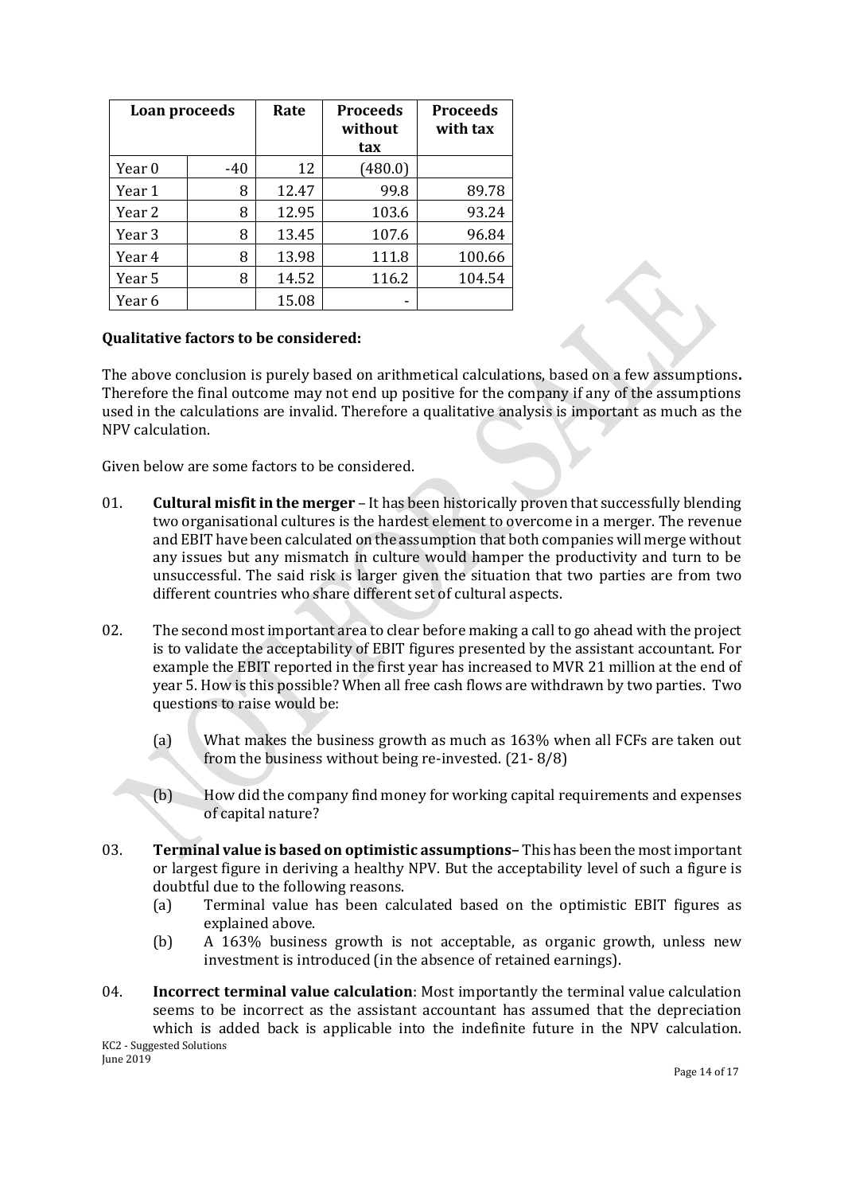| Loan proceeds | | Rate | Proceeds without tax | Proceeds with tax |
|---|---|---|---|---|
| Year 0 | -40 | 12 | (480.0) | |
| Year 1 | 8 | 12.47 | 99.8 | 89.78 |
| Year 2 | 8 | 12.95 | 103.6 | 93.24 |
| Year 3 | 8 | 13.45 | 107.6 | 96.84 |
| Year 4 | 8 | 13.98 | 111.8 | 100.66 |
| Year 5 | 8 | 14.52 | 116.2 | 104.54 |
| Year 6 | | 15.08 | - | |

**Qualitative factors to be considered:**

The above conclusion is purely based on arithmetical calculations, based on a few assumptions**.** Therefore the final outcome may not end up positive for the company if any of the assumptions used in the calculations are invalid. Therefore a qualitative analysis is important as much as the NPV calculation.

Given below are some factors to be considered.

01. **Cultural misfit in the merger** – It has been historically proven that successfully blending two organisational cultures is the hardest element to overcome in a merger. The revenue and EBIT have been calculated on the assumption that both companies will merge without any issues but any mismatch in culture would hamper the productivity and turn to be unsuccessful. The said risk is larger given the situation that two parties are from two different countries who share different set of cultural aspects.

02. The second most important area to clear before making a call to go ahead with the project is to validate the acceptability of EBIT figures presented by the assistant accountant. For example the EBIT reported in the first year has increased to MVR 21 million at the end of year 5. How is this possible? When all free cash flows are withdrawn by two parties. Two questions to raise would be:

    (a) What makes the business growth as much as 163% when all FCFs are taken out from the business without being re-invested. (21- 8/8)

    (b) How did the company find money for working capital requirements and expenses of capital nature?

03. **Terminal value is based on optimistic assumptions–** This has been the most important or largest figure in deriving a healthy NPV. But the acceptability level of such a figure is doubtful due to the following reasons.

    (a) Terminal value has been calculated based on the optimistic EBIT figures as explained above.

    (b) A 163% business growth is not acceptable, as organic growth, unless new investment is introduced (in the absence of retained earnings).

04. **Incorrect terminal value calculation**: Most importantly the terminal value calculation seems to be incorrect as the assistant accountant has assumed that the depreciation which is added back is applicable into the indefinite future in the NPV calculation.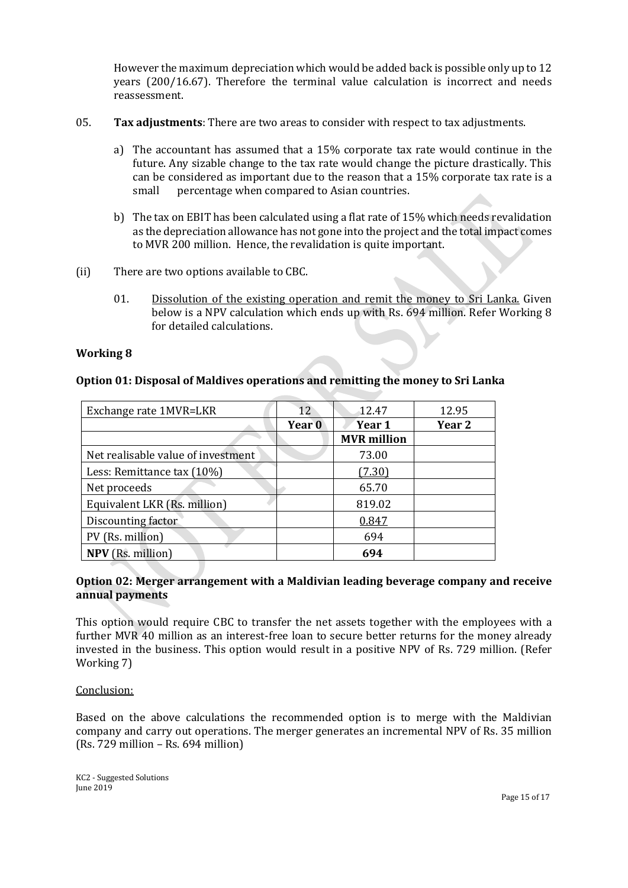However the maximum depreciation which would be added back is possible only up to 12 years (200/16.67). Therefore the terminal value calculation is incorrect and needs reassessment.

05. **Tax adjustments**: There are two areas to consider with respect to tax adjustments.

   a) The accountant has assumed that a 15% corporate tax rate would continue in the future. Any sizable change to the tax rate would change the picture drastically. This can be considered as important due to the reason that a 15% corporate tax rate is a small percentage when compared to Asian countries.

   b) The tax on EBIT has been calculated using a flat rate of 15% which needs revalidation as the depreciation allowance has not gone into the project and the total impact comes to MVR 200 million. Hence, the revalidation is quite important.

(ii) There are two options available to CBC.

   01. Dissolution of the existing operation and remit the money to Sri Lanka. Given below is a NPV calculation which ends up with Rs. 694 million. Refer Working 8 for detailed calculations.

**Working 8**

**Option 01: Disposal of Maldives operations and remitting the money to Sri Lanka**

| Exchange rate 1MVR=LKR | 12 | 12.47 | 12.95 |
|---|---|---|---|
| | **Year 0** | **Year 1** | **Year 2** |
| | | **MVR million** | |
| Net realisable value of investment | | 73.00 | |
| Less: Remittance tax (10%) | | (7.30) | |
| Net proceeds | | 65.70 | |
| Equivalent LKR (Rs. million) | | 819.02 | |
| Discounting factor | | 0.847 | |
| PV (Rs. million) | | 694 | |
| **NPV** (Rs. million) | | **694** | |

**Option 02: Merger arrangement with a Maldivian leading beverage company and receive annual payments**

This option would require CBC to transfer the net assets together with the employees with a further MVR 40 million as an interest-free loan to secure better returns for the money already invested in the business. This option would result in a positive NPV of Rs. 729 million. (Refer Working 7)

Conclusion:

Based on the above calculations the recommended option is to merge with the Maldivian company and carry out operations. The merger generates an incremental NPV of Rs. 35 million (Rs. 729 million – Rs. 694 million)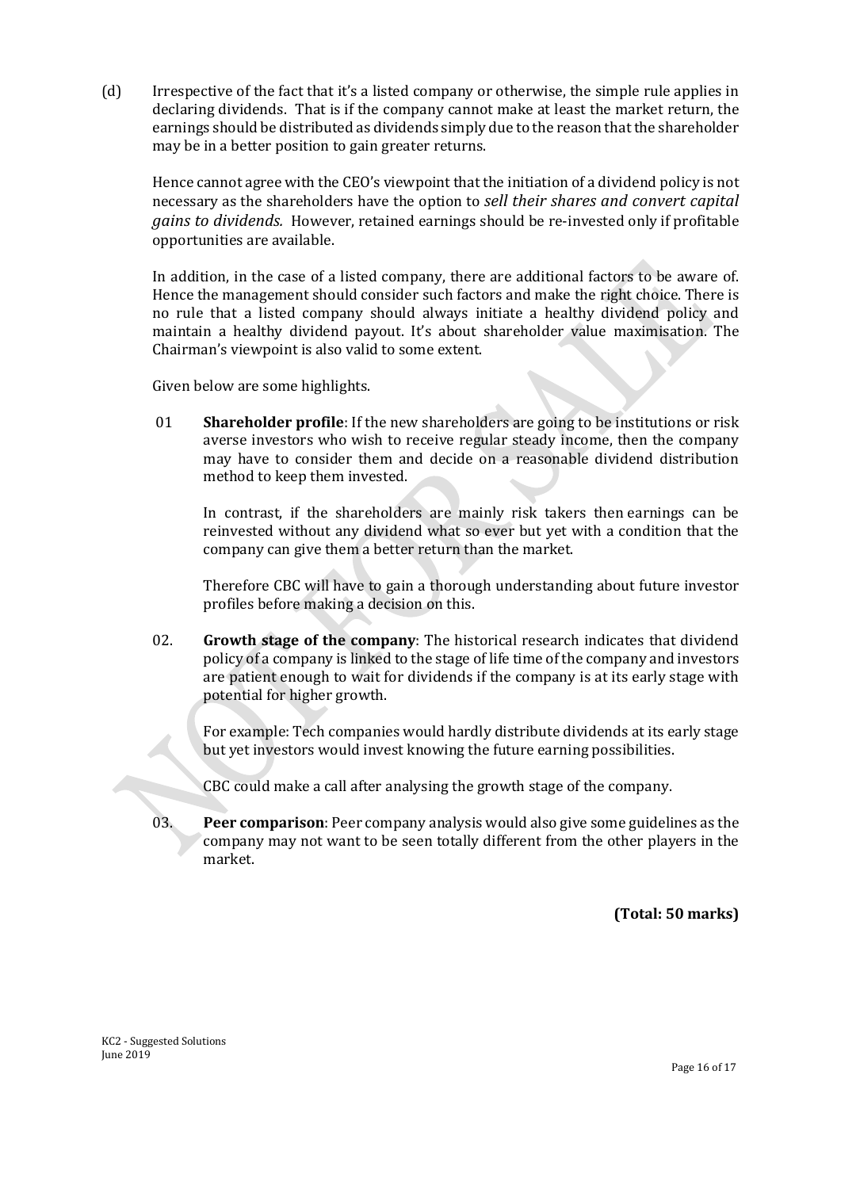(d) Irrespective of the fact that it's a listed company or otherwise, the simple rule applies in declaring dividends. That is if the company cannot make at least the market return, the earnings should be distributed as dividends simply due to the reason that the shareholder may be in a better position to gain greater returns.

Hence cannot agree with the CEO's viewpoint that the initiation of a dividend policy is not necessary as the shareholders have the option to *sell their shares and convert capital gains to dividends.* However, retained earnings should be re-invested only if profitable opportunities are available.

In addition, in the case of a listed company, there are additional factors to be aware of. Hence the management should consider such factors and make the right choice. There is no rule that a listed company should always initiate a healthy dividend policy and maintain a healthy dividend payout. It's about shareholder value maximisation. The Chairman's viewpoint is also valid to some extent.

Given below are some highlights.

01 **Shareholder profile**: If the new shareholders are going to be institutions or risk averse investors who wish to receive regular steady income, then the company may have to consider them and decide on a reasonable dividend distribution method to keep them invested.

In contrast, if the shareholders are mainly risk takers then earnings can be reinvested without any dividend what so ever but yet with a condition that the company can give them a better return than the market.

Therefore CBC will have to gain a thorough understanding about future investor profiles before making a decision on this.

02. **Growth stage of the company**: The historical research indicates that dividend policy of a company is linked to the stage of life time of the company and investors are patient enough to wait for dividends if the company is at its early stage with potential for higher growth.

For example: Tech companies would hardly distribute dividends at its early stage but yet investors would invest knowing the future earning possibilities.

CBC could make a call after analysing the growth stage of the company.

03. **Peer comparison**: Peer company analysis would also give some guidelines as the company may not want to be seen totally different from the other players in the market.

**(Total: 50 marks)**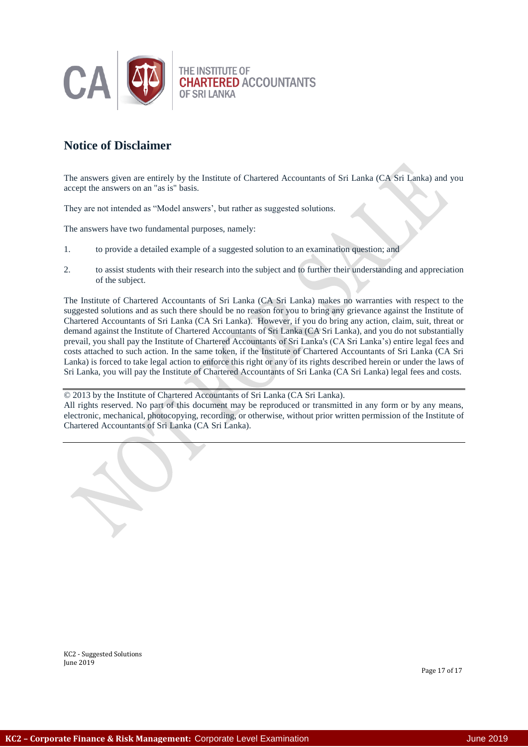## Notice of Disclaimer

The answers given are entirely by the Institute of Chartered Accountants of Sri Lanka (CA Sri Lanka) and you accept the answers on an "as is" basis.

They are not intended as "Model answers', but rather as suggested solutions.

The answers have two fundamental purposes, namely:

1. to provide a detailed example of a suggested solution to an examination question; and
2. to assist students with their research into the subject and to further their understanding and appreciation of the subject.

The Institute of Chartered Accountants of Sri Lanka (CA Sri Lanka) makes no warranties with respect to the suggested solutions and as such there should be no reason for you to bring any grievance against the Institute of Chartered Accountants of Sri Lanka (CA Sri Lanka). However, if you do bring any action, claim, suit, threat or demand against the Institute of Chartered Accountants of Sri Lanka (CA Sri Lanka), and you do not substantially prevail, you shall pay the Institute of Chartered Accountants of Sri Lanka's (CA Sri Lanka's) entire legal fees and costs attached to such action. In the same token, if the Institute of Chartered Accountants of Sri Lanka (CA Sri Lanka) is forced to take legal action to enforce this right or any of its rights described herein or under the laws of Sri Lanka, you will pay the Institute of Chartered Accountants of Sri Lanka (CA Sri Lanka) legal fees and costs.

---

© 2013 by the Institute of Chartered Accountants of Sri Lanka (CA Sri Lanka).
All rights reserved. No part of this document may be reproduced or transmitted in any form or by any means, electronic, mechanical, photocopying, recording, or otherwise, without prior written permission of the Institute of Chartered Accountants of Sri Lanka (CA Sri Lanka).

---